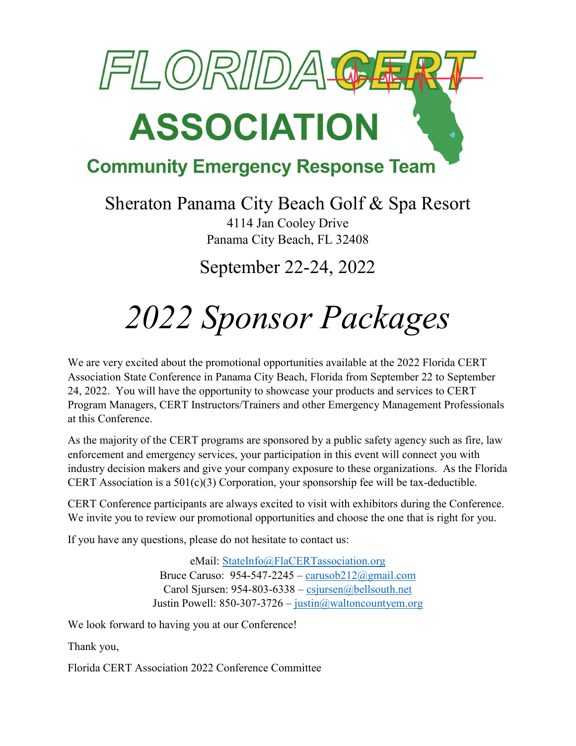# FLORIDA CERT ASSOCIATION

## Community Emergency Response Team

Sheraton Panama City Beach Golf & Spa Resort

4114 Jan Cooley Drive
Panama City Beach, FL 32408

September 22-24, 2022

# *2022 Sponsor Packages*

We are very excited about the promotional opportunities available at the 2022 Florida CERT Association State Conference in Panama City Beach, Florida from September 22 to September 24, 2022. You will have the opportunity to showcase your products and services to CERT Program Managers, CERT Instructors/Trainers and other Emergency Management Professionals at this Conference.

As the majority of the CERT programs are sponsored by a public safety agency such as fire, law enforcement and emergency services, your participation in this event will connect you with industry decision makers and give your company exposure to these organizations. As the Florida CERT Association is a 501(c)(3) Corporation, your sponsorship fee will be tax-deductible.

CERT Conference participants are always excited to visit with exhibitors during the Conference. We invite you to review our promotional opportunities and choose the one that is right for you.

If you have any questions, please do not hesitate to contact us:

eMail: StateInfo@FlaCERTassociation.org
Bruce Caruso: 954-547-2245 – carusob212@gmail.com
Carol Sjursen: 954-803-6338 – csjursen@bellsouth.net
Justin Powell: 850-307-3726 – justin@waltoncountyem.org

We look forward to having you at our Conference!

Thank you,

Florida CERT Association 2022 Conference Committee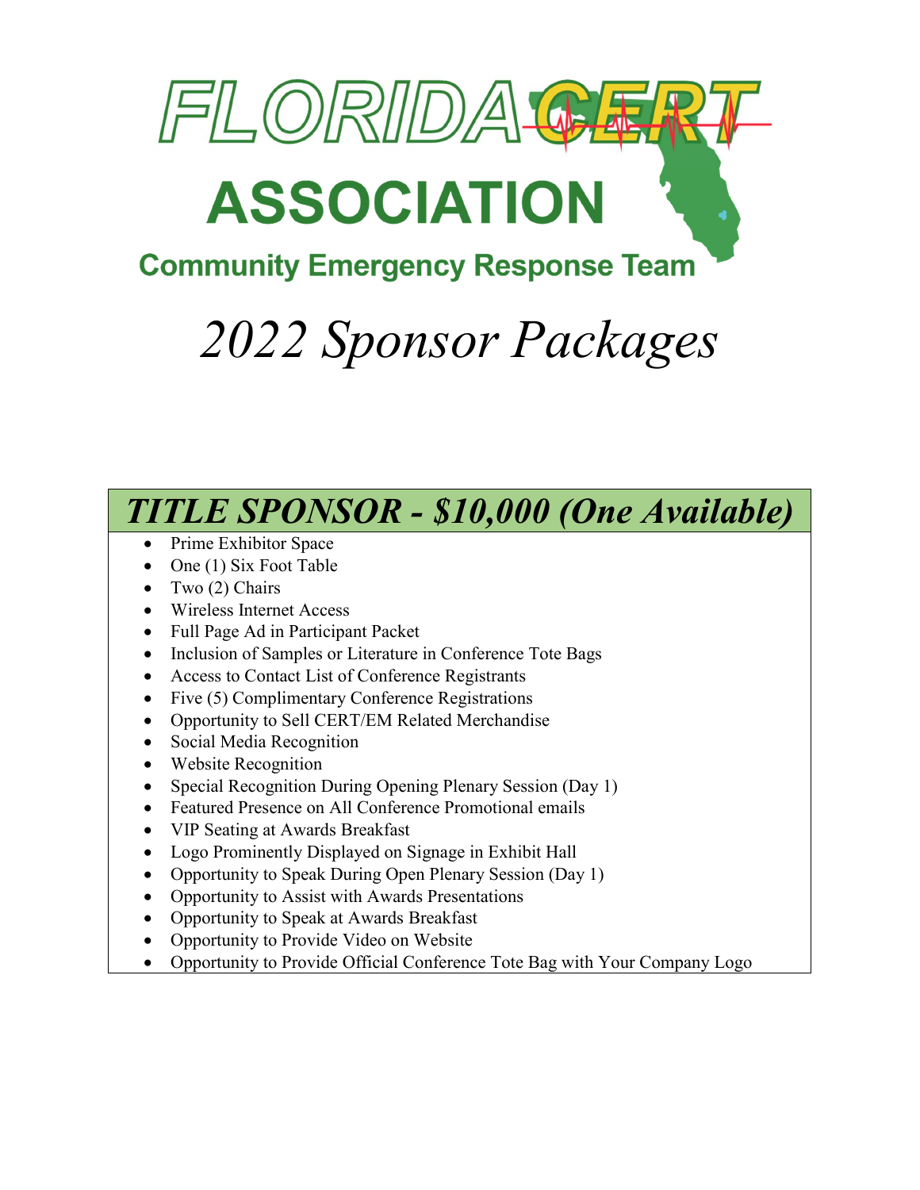# FLORIDA CERT ASSOCIATION

## Community Emergency Response Team

# *2022 Sponsor Packages*

## *TITLE SPONSOR - $10,000 (One Available)*

- Prime Exhibitor Space
- One (1) Six Foot Table
- Two (2) Chairs
- Wireless Internet Access
- Full Page Ad in Participant Packet
- Inclusion of Samples or Literature in Conference Tote Bags
- Access to Contact List of Conference Registrants
- Five (5) Complimentary Conference Registrations
- Opportunity to Sell CERT/EM Related Merchandise
- Social Media Recognition
- Website Recognition
- Special Recognition During Opening Plenary Session (Day 1)
- Featured Presence on All Conference Promotional emails
- VIP Seating at Awards Breakfast
- Logo Prominently Displayed on Signage in Exhibit Hall
- Opportunity to Speak During Open Plenary Session (Day 1)
- Opportunity to Assist with Awards Presentations
- Opportunity to Speak at Awards Breakfast
- Opportunity to Provide Video on Website
- Opportunity to Provide Official Conference Tote Bag with Your Company Logo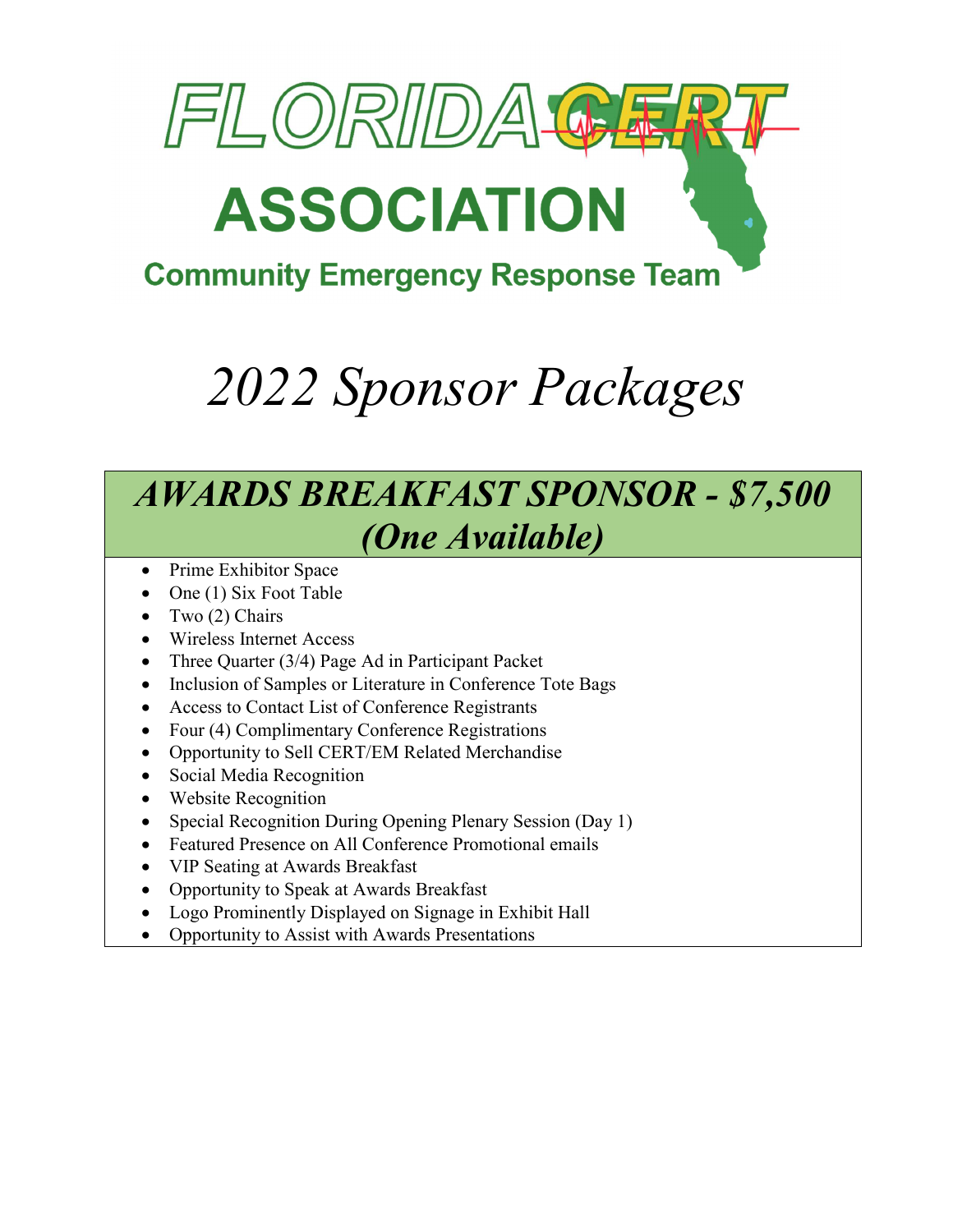# FLORIDA CERT ASSOCIATION

Community Emergency Response Team

# *2022 Sponsor Packages*

## *AWARDS BREAKFAST SPONSOR - $7,500 (One Available)*

- Prime Exhibitor Space
- One (1) Six Foot Table
- Two (2) Chairs
- Wireless Internet Access
- Three Quarter (3/4) Page Ad in Participant Packet
- Inclusion of Samples or Literature in Conference Tote Bags
- Access to Contact List of Conference Registrants
- Four (4) Complimentary Conference Registrations
- Opportunity to Sell CERT/EM Related Merchandise
- Social Media Recognition
- Website Recognition
- Special Recognition During Opening Plenary Session (Day 1)
- Featured Presence on All Conference Promotional emails
- VIP Seating at Awards Breakfast
- Opportunity to Speak at Awards Breakfast
- Logo Prominently Displayed on Signage in Exhibit Hall
- Opportunity to Assist with Awards Presentations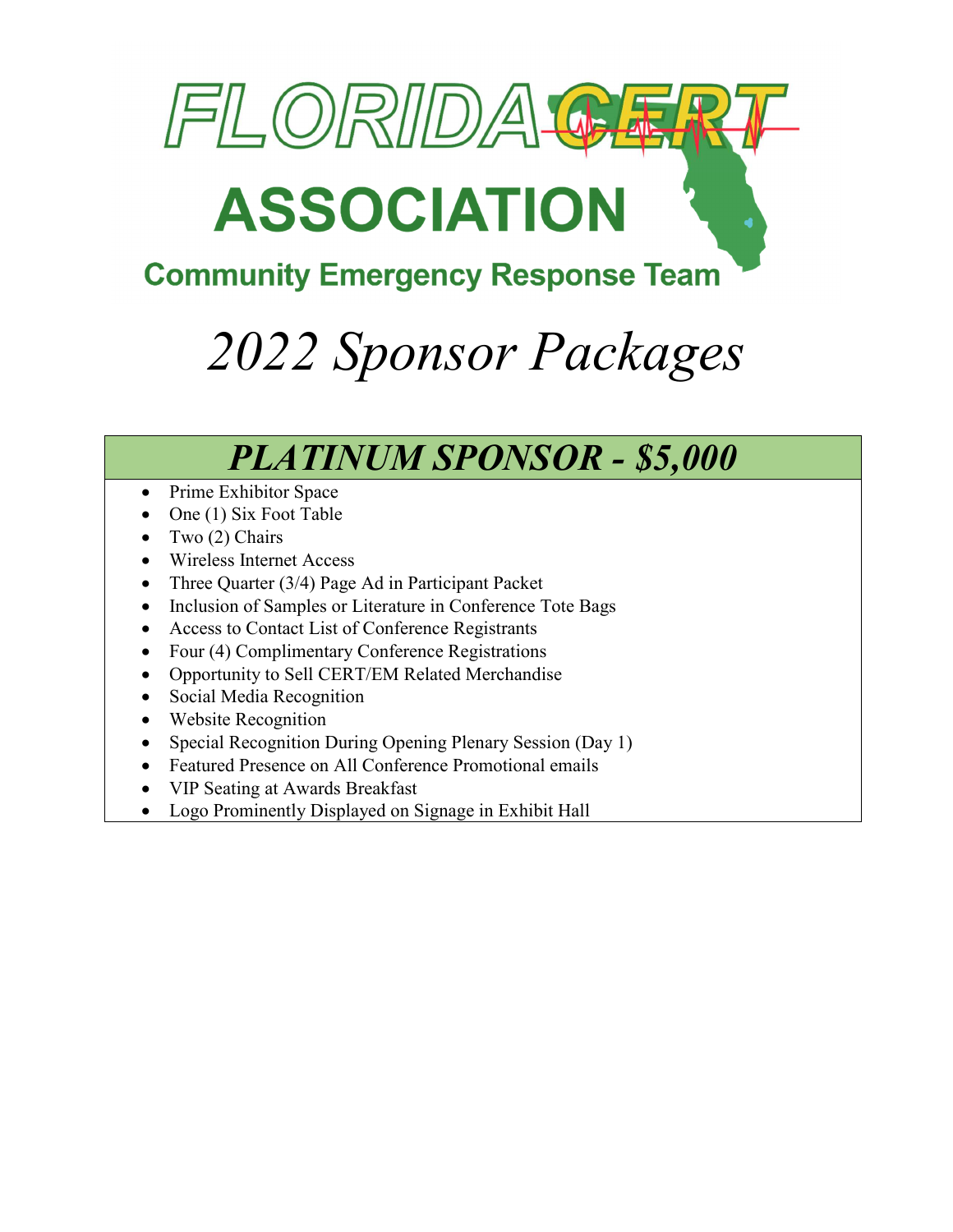# FLORIDA CERT ASSOCIATION

**Community Emergency Response Team**

# *2022 Sponsor Packages*

## *PLATINUM SPONSOR - $5,000*

- Prime Exhibitor Space
- One (1) Six Foot Table
- Two (2) Chairs
- Wireless Internet Access
- Three Quarter (3/4) Page Ad in Participant Packet
- Inclusion of Samples or Literature in Conference Tote Bags
- Access to Contact List of Conference Registrants
- Four (4) Complimentary Conference Registrations
- Opportunity to Sell CERT/EM Related Merchandise
- Social Media Recognition
- Website Recognition
- Special Recognition During Opening Plenary Session (Day 1)
- Featured Presence on All Conference Promotional emails
- VIP Seating at Awards Breakfast
- Logo Prominently Displayed on Signage in Exhibit Hall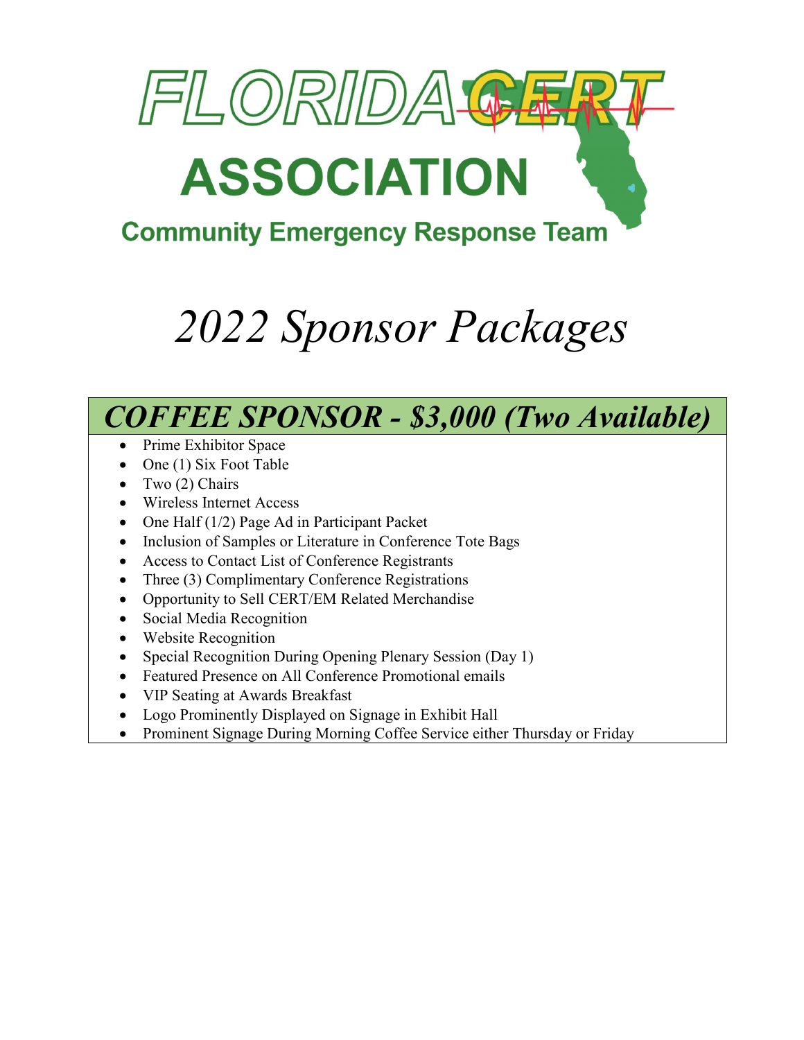# FLORIDA CERT ASSOCIATION

## Community Emergency Response Team

# *2022 Sponsor Packages*

## *COFFEE SPONSOR - $3,000 (Two Available)*

- Prime Exhibitor Space
- One (1) Six Foot Table
- Two (2) Chairs
- Wireless Internet Access
- One Half (1/2) Page Ad in Participant Packet
- Inclusion of Samples or Literature in Conference Tote Bags
- Access to Contact List of Conference Registrants
- Three (3) Complimentary Conference Registrations
- Opportunity to Sell CERT/EM Related Merchandise
- Social Media Recognition
- Website Recognition
- Special Recognition During Opening Plenary Session (Day 1)
- Featured Presence on All Conference Promotional emails
- VIP Seating at Awards Breakfast
- Logo Prominently Displayed on Signage in Exhibit Hall
- Prominent Signage During Morning Coffee Service either Thursday or Friday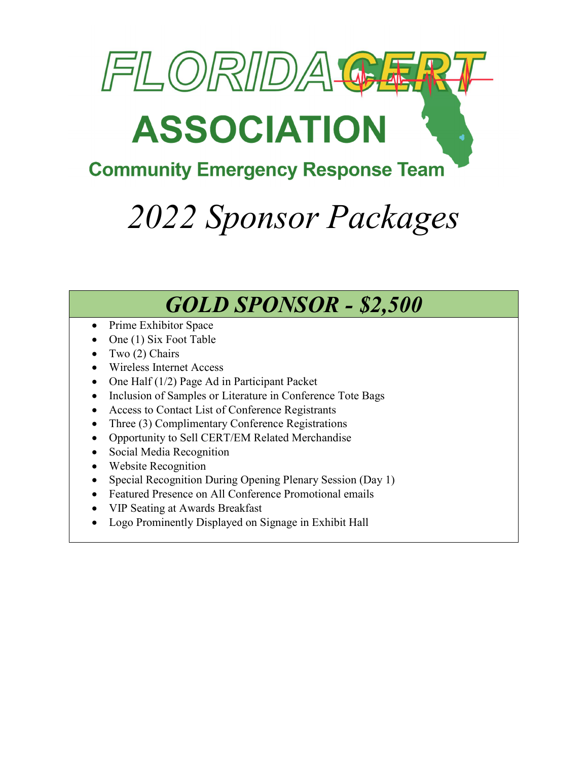# FLORIDA CERT ASSOCIATION

## Community Emergency Response Team

# *2022 Sponsor Packages*

## *GOLD SPONSOR - $2,500*

- Prime Exhibitor Space
- One (1) Six Foot Table
- Two (2) Chairs
- Wireless Internet Access
- One Half (1/2) Page Ad in Participant Packet
- Inclusion of Samples or Literature in Conference Tote Bags
- Access to Contact List of Conference Registrants
- Three (3) Complimentary Conference Registrations
- Opportunity to Sell CERT/EM Related Merchandise
- Social Media Recognition
- Website Recognition
- Special Recognition During Opening Plenary Session (Day 1)
- Featured Presence on All Conference Promotional emails
- VIP Seating at Awards Breakfast
- Logo Prominently Displayed on Signage in Exhibit Hall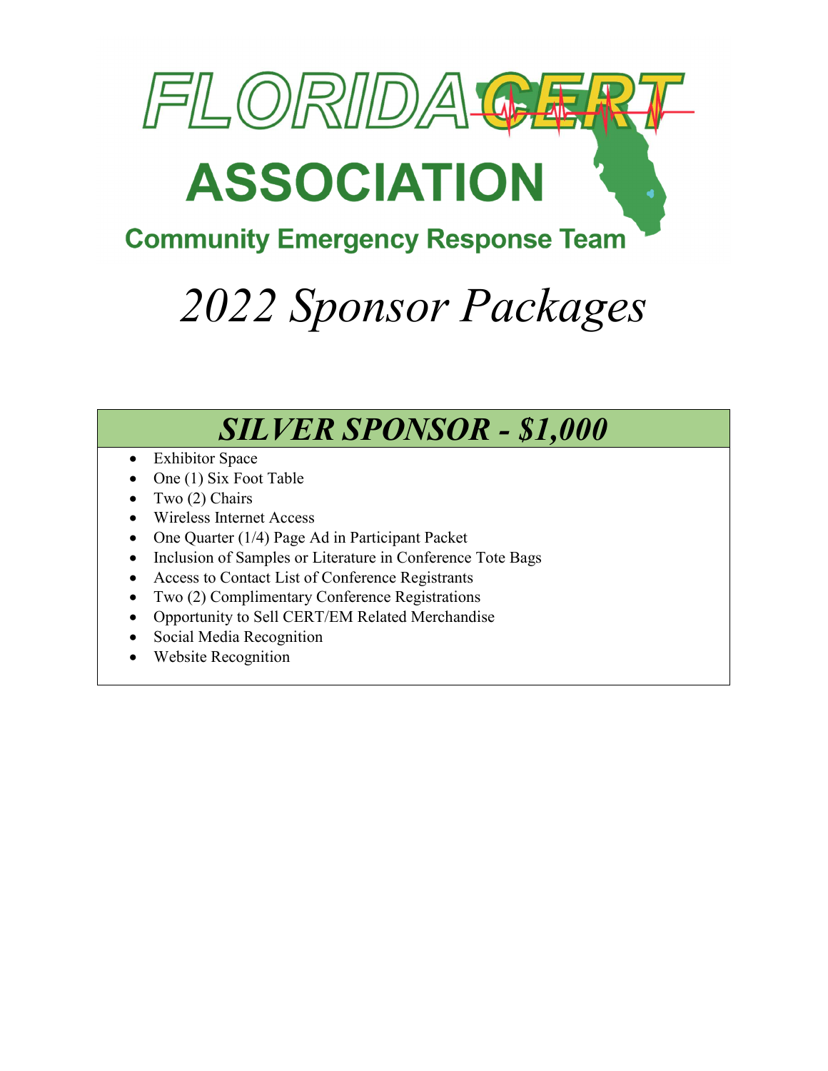# FLORIDA CERT ASSOCIATION

Community Emergency Response Team

# *2022 Sponsor Packages*

## *SILVER SPONSOR - $1,000*

- Exhibitor Space
- One (1) Six Foot Table
- Two (2) Chairs
- Wireless Internet Access
- One Quarter (1/4) Page Ad in Participant Packet
- Inclusion of Samples or Literature in Conference Tote Bags
- Access to Contact List of Conference Registrants
- Two (2) Complimentary Conference Registrations
- Opportunity to Sell CERT/EM Related Merchandise
- Social Media Recognition
- Website Recognition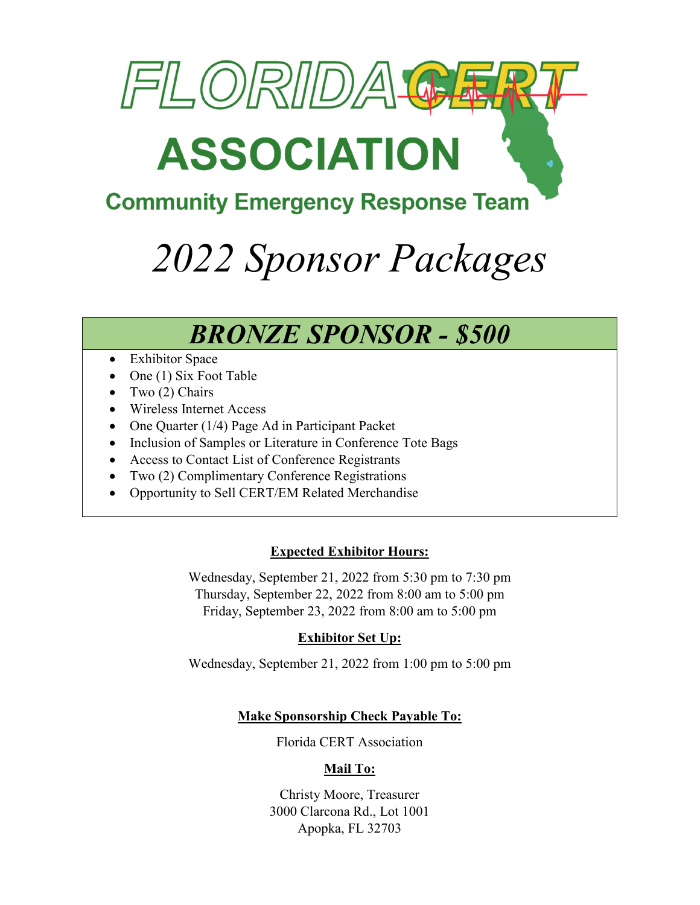# FLORIDA CERT ASSOCIATION

## Community Emergency Response Team

# *2022 Sponsor Packages*

## *BRONZE SPONSOR - $500*

- Exhibitor Space
- One (1) Six Foot Table
- Two (2) Chairs
- Wireless Internet Access
- One Quarter (1/4) Page Ad in Participant Packet
- Inclusion of Samples or Literature in Conference Tote Bags
- Access to Contact List of Conference Registrants
- Two (2) Complimentary Conference Registrations
- Opportunity to Sell CERT/EM Related Merchandise

**Expected Exhibitor Hours:**

Wednesday, September 21, 2022 from 5:30 pm to 7:30 pm
Thursday, September 22, 2022 from 8:00 am to 5:00 pm
Friday, September 23, 2022 from 8:00 am to 5:00 pm

**Exhibitor Set Up:**

Wednesday, September 21, 2022 from 1:00 pm to 5:00 pm

**Make Sponsorship Check Payable To:**

Florida CERT Association

**Mail To:**

Christy Moore, Treasurer
3000 Clarcona Rd., Lot 1001
Apopka, FL 32703